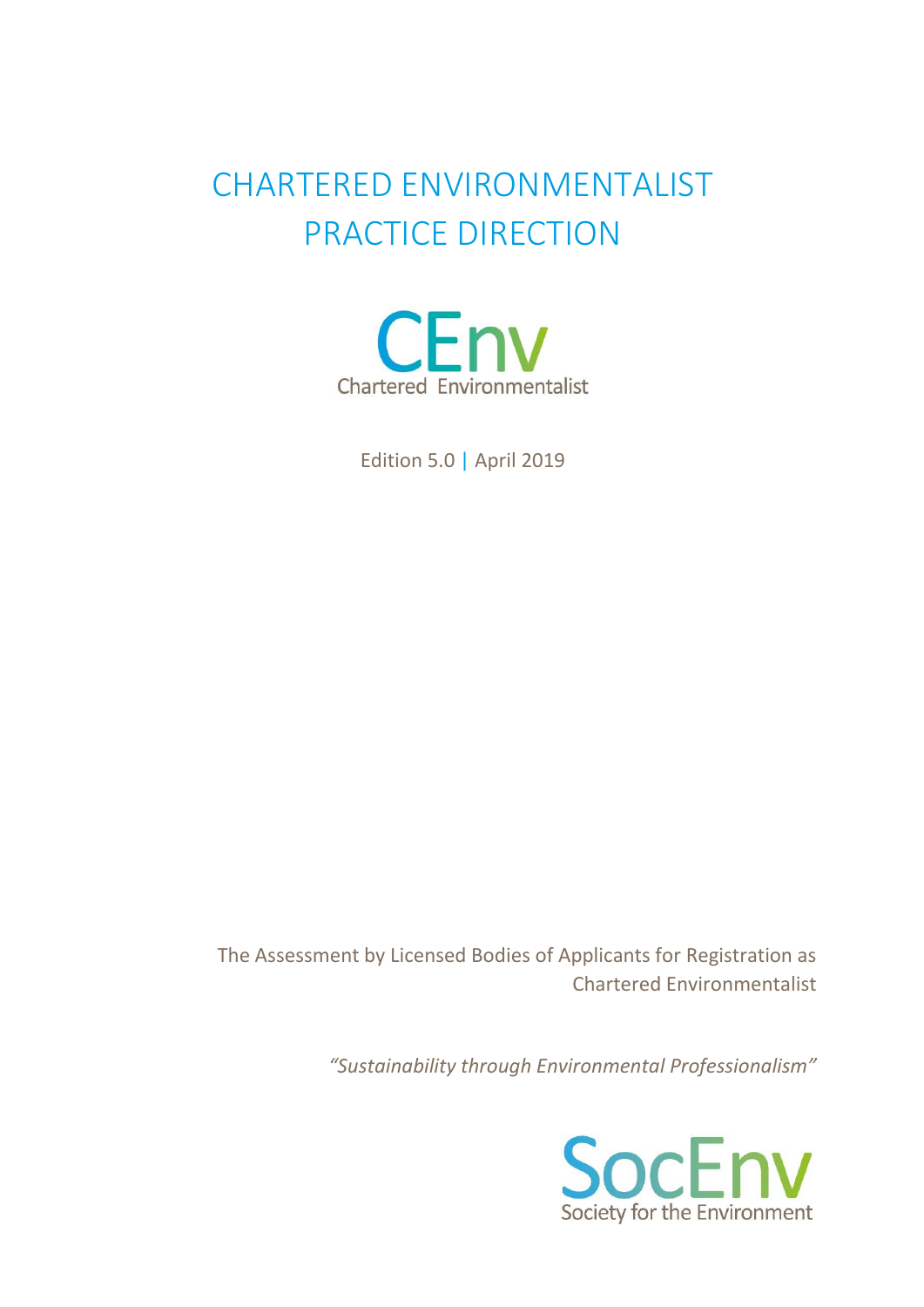# CHARTERED ENVIRONMENTALIST PRACTICE DIRECTION

CEnv

Chartered Environmentalist

Edition 5.0 | April 2019

The Assessment by Licensed Bodies of Applicants for Registration as Chartered Environmentalist

*"Sustainability through Environmental Professionalism"*

SocEnv

Society for the Environment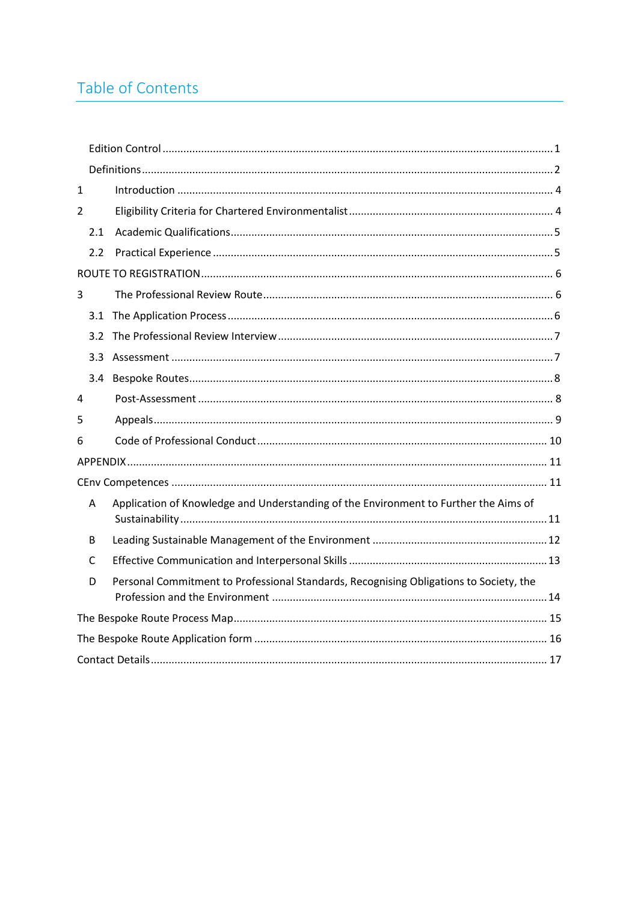# Table of Contents

Edition Control ........................................................................................................ 1

Definitions ................................................................................................................ 2

1 Introduction ........................................................................................................... 4

2 Eligibility Criteria for Chartered Environmentalist .............................................. 4

2.1 Academic Qualifications ...................................................................................... 5

2.2 Practical Experience ............................................................................................ 5

ROUTE TO REGISTRATION ....................................................................................... 6

3 The Professional Review Route .............................................................................. 6

3.1 The Application Process ....................................................................................... 6

3.2 The Professional Review Interview ...................................................................... 7

3.3 Assessment .......................................................................................................... 7

3.4 Bespoke Routes .................................................................................................... 8

4 Post-Assessment ..................................................................................................... 8

5 Appeals ................................................................................................................... 9

6 Code of Professional Conduct ............................................................................... 10

APPENDIX ................................................................................................................. 11

CEnv Competences .................................................................................................... 11

A Application of Knowledge and Understanding of the Environment to Further the Aims of Sustainability .......................................................................................................... 11

B Leading Sustainable Management of the Environment .......................................... 12

C Effective Communication and Interpersonal Skills ................................................ 13

D Personal Commitment to Professional Standards, Recognising Obligations to Society, the Profession and the Environment ......................................................................... 14

The Bespoke Route Process Map ............................................................................... 15

The Bespoke Route Application form ........................................................................ 16

Contact Details ........................................................................................................... 17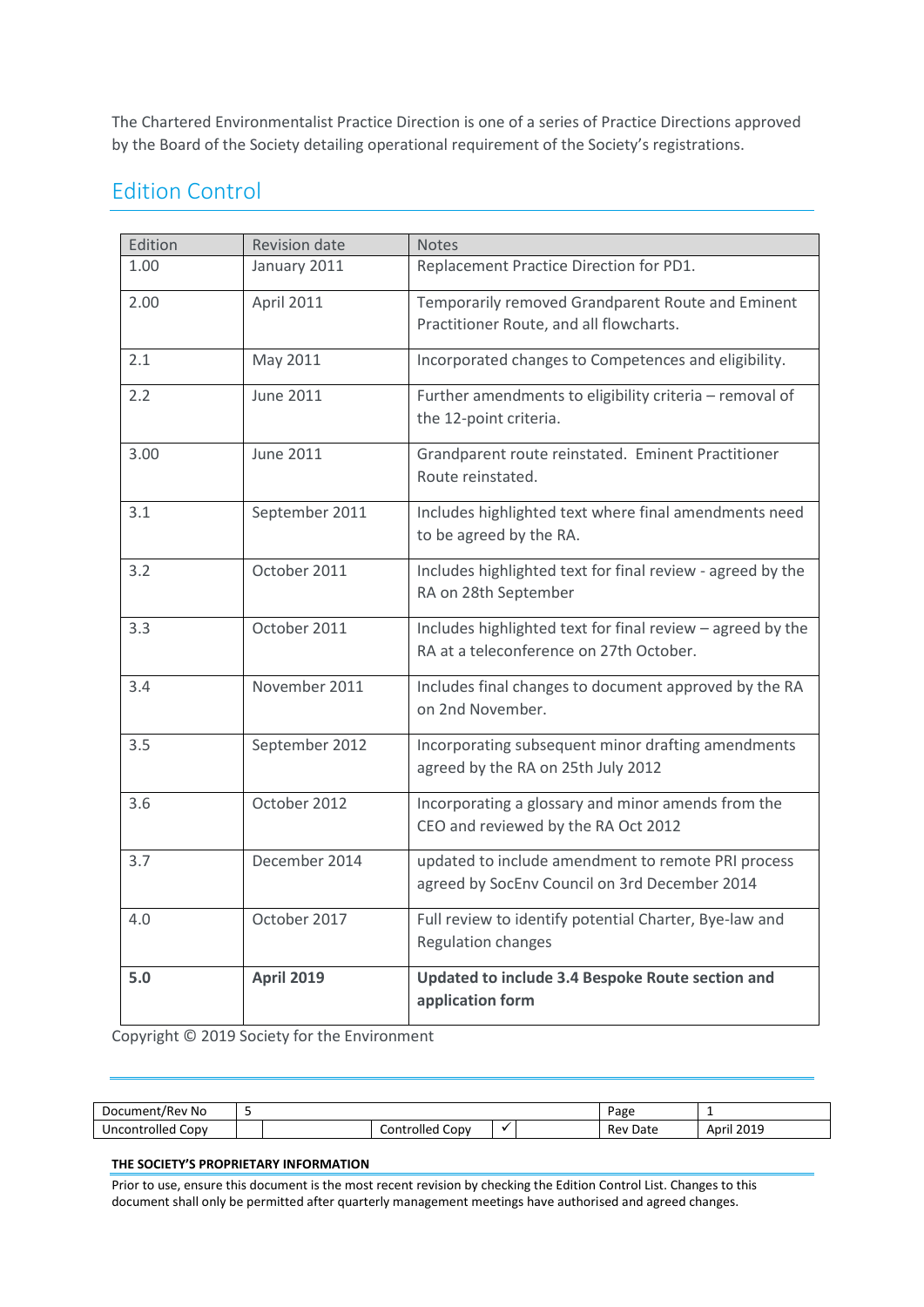The Chartered Environmentalist Practice Direction is one of a series of Practice Directions approved by the Board of the Society detailing operational requirement of the Society's registrations.

## Edition Control

| Edition | Revision date | Notes |
|---|---|---|
| 1.00 | January 2011 | Replacement Practice Direction for PD1. |
| 2.00 | April 2011 | Temporarily removed Grandparent Route and Eminent Practitioner Route, and all flowcharts. |
| 2.1 | May 2011 | Incorporated changes to Competences and eligibility. |
| 2.2 | June 2011 | Further amendments to eligibility criteria – removal of the 12-point criteria. |
| 3.00 | June 2011 | Grandparent route reinstated. Eminent Practitioner Route reinstated. |
| 3.1 | September 2011 | Includes highlighted text where final amendments need to be agreed by the RA. |
| 3.2 | October 2011 | Includes highlighted text for final review - agreed by the RA on 28th September |
| 3.3 | October 2011 | Includes highlighted text for final review – agreed by the RA at a teleconference on 27th October. |
| 3.4 | November 2011 | Includes final changes to document approved by the RA on 2nd November. |
| 3.5 | September 2012 | Incorporating subsequent minor drafting amendments agreed by the RA on 25th July 2012 |
| 3.6 | October 2012 | Incorporating a glossary and minor amends from the CEO and reviewed by the RA Oct 2012 |
| 3.7 | December 2014 | updated to include amendment to remote PRI process agreed by SocEnv Council on 3rd December 2014 |
| 4.0 | October 2017 | Full review to identify potential Charter, Bye-law and Regulation changes |
| **5.0** | **April 2019** | **Updated to include 3.4 Bespoke Route section and application form** |

Copyright © 2019 Society for the Environment

| Document/Rev No | 5 | | | | | Page | 1 |
|---|---|---|---|---|---|---|---|
| Uncontrolled Copy | | | Controlled Copy | ✓ | | Rev Date | April 2019 |

**THE SOCIETY'S PROPRIETARY INFORMATION**

Prior to use, ensure this document is the most recent revision by checking the Edition Control List. Changes to this document shall only be permitted after quarterly management meetings have authorised and agreed changes.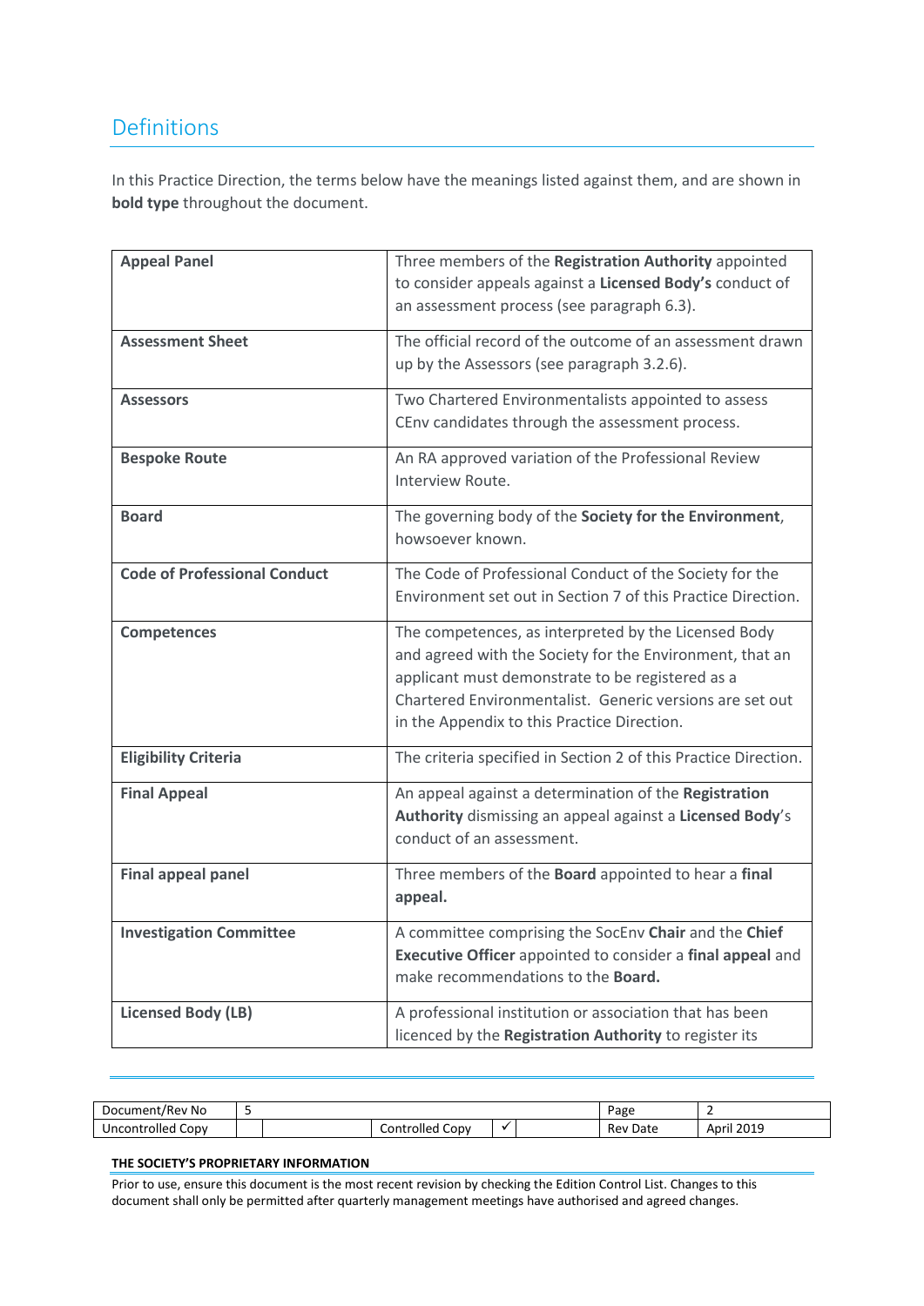## Definitions

In this Practice Direction, the terms below have the meanings listed against them, and are shown in **bold type** throughout the document.

| | |
|---|---|
| **Appeal Panel** | Three members of the **Registration Authority** appointed to consider appeals against a **Licensed Body's** conduct of an assessment process (see paragraph 6.3). |
| **Assessment Sheet** | The official record of the outcome of an assessment drawn up by the Assessors (see paragraph 3.2.6). |
| **Assessors** | Two Chartered Environmentalists appointed to assess CEnv candidates through the assessment process. |
| **Bespoke Route** | An RA approved variation of the Professional Review Interview Route. |
| **Board** | The governing body of the **Society for the Environment**, howsoever known. |
| **Code of Professional Conduct** | The Code of Professional Conduct of the Society for the Environment set out in Section 7 of this Practice Direction. |
| **Competences** | The competences, as interpreted by the Licensed Body and agreed with the Society for the Environment, that an applicant must demonstrate to be registered as a Chartered Environmentalist. Generic versions are set out in the Appendix to this Practice Direction. |
| **Eligibility Criteria** | The criteria specified in Section 2 of this Practice Direction. |
| **Final Appeal** | An appeal against a determination of the **Registration Authority** dismissing an appeal against a **Licensed Body**'s conduct of an assessment. |
| **Final appeal panel** | Three members of the **Board** appointed to hear a **final appeal.** |
| **Investigation Committee** | A committee comprising the SocEnv **Chair** and the **Chief Executive Officer** appointed to consider a **final appeal** and make recommendations to the **Board.** |
| **Licensed Body (LB)** | A professional institution or association that has been licenced by the **Registration Authority** to register its |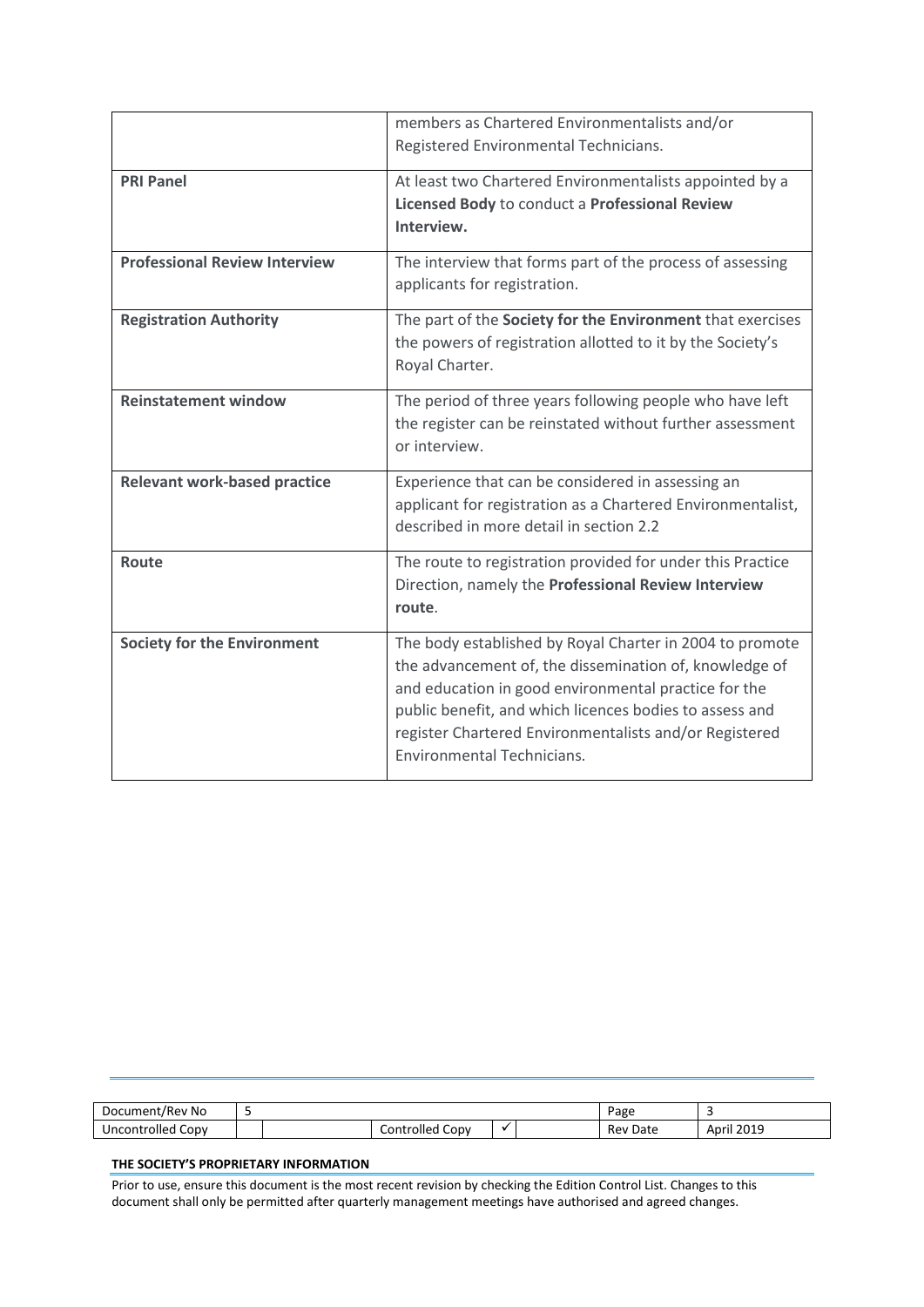| | |
|---|---|
| | members as Chartered Environmentalists and/or Registered Environmental Technicians. |
| **PRI Panel** | At least two Chartered Environmentalists appointed by a **Licensed Body** to conduct a **Professional Review Interview.** |
| **Professional Review Interview** | The interview that forms part of the process of assessing applicants for registration. |
| **Registration Authority** | The part of the **Society for the Environment** that exercises the powers of registration allotted to it by the Society's Royal Charter. |
| **Reinstatement window** | The period of three years following people who have left the register can be reinstated without further assessment or interview. |
| **Relevant work-based practice** | Experience that can be considered in assessing an applicant for registration as a Chartered Environmentalist, described in more detail in section 2.2 |
| **Route** | The route to registration provided for under this Practice Direction, namely the **Professional Review Interview route**. |
| **Society for the Environment** | The body established by Royal Charter in 2004 to promote the advancement of, the dissemination of, knowledge of and education in good environmental practice for the public benefit, and which licences bodies to assess and register Chartered Environmentalists and/or Registered Environmental Technicians. |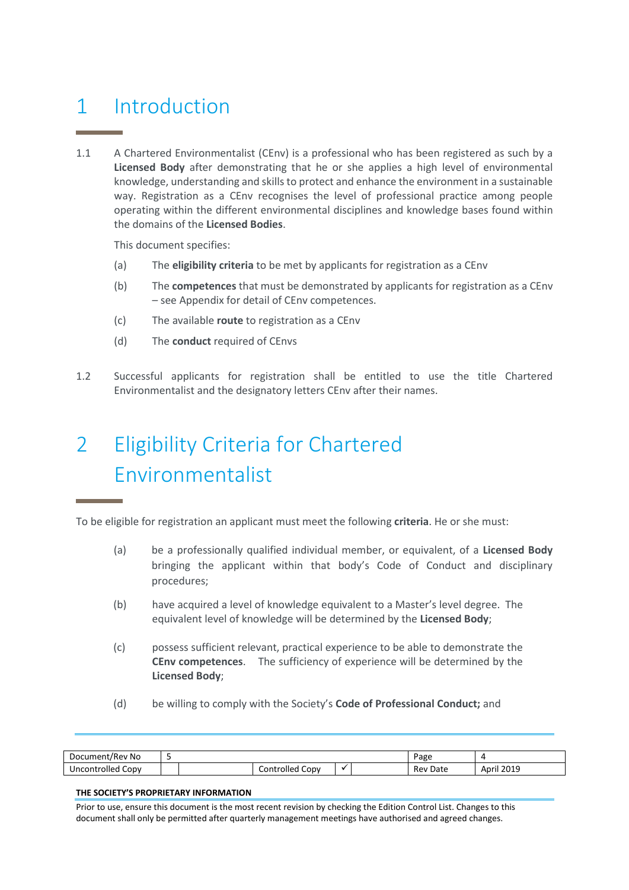# 1 Introduction

1.1 A Chartered Environmentalist (CEnv) is a professional who has been registered as such by a **Licensed Body** after demonstrating that he or she applies a high level of environmental knowledge, understanding and skills to protect and enhance the environment in a sustainable way. Registration as a CEnv recognises the level of professional practice among people operating within the different environmental disciplines and knowledge bases found within the domains of the **Licensed Bodies**.

This document specifies:

(a) The **eligibility criteria** to be met by applicants for registration as a CEnv

(b) The **competences** that must be demonstrated by applicants for registration as a CEnv – see Appendix for detail of CEnv competences.

(c) The available **route** to registration as a CEnv

(d) The **conduct** required of CEnvs

1.2 Successful applicants for registration shall be entitled to use the title Chartered Environmentalist and the designatory letters CEnv after their names.

# 2 Eligibility Criteria for Chartered Environmentalist

To be eligible for registration an applicant must meet the following **criteria**. He or she must:

(a) be a professionally qualified individual member, or equivalent, of a **Licensed Body** bringing the applicant within that body's Code of Conduct and disciplinary procedures;

(b) have acquired a level of knowledge equivalent to a Master's level degree. The equivalent level of knowledge will be determined by the **Licensed Body**;

(c) possess sufficient relevant, practical experience to be able to demonstrate the **CEnv competences**. The sufficiency of experience will be determined by the **Licensed Body**;

(d) be willing to comply with the Society's **Code of Professional Conduct;** and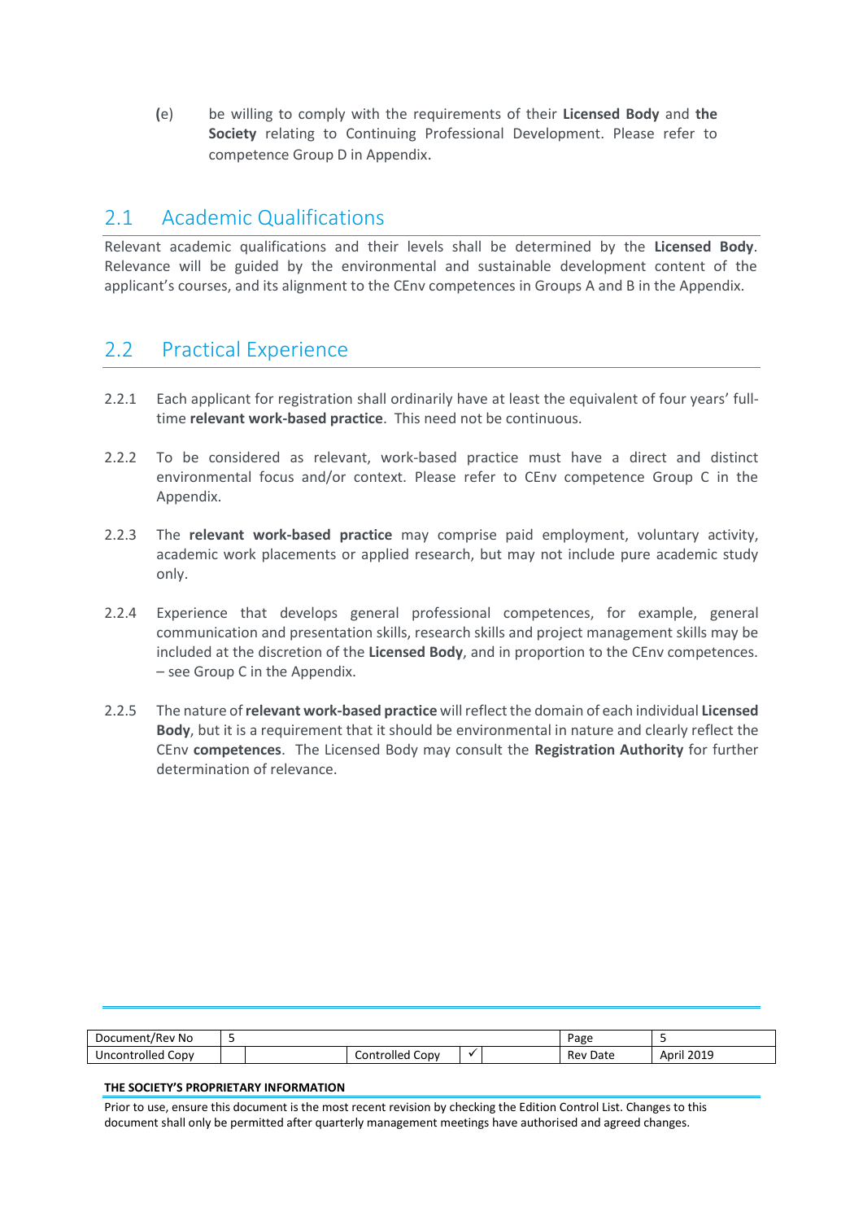(e) be willing to comply with the requirements of their **Licensed Body** and **the Society** relating to Continuing Professional Development. Please refer to competence Group D in Appendix.

## 2.1 Academic Qualifications

Relevant academic qualifications and their levels shall be determined by the **Licensed Body**. Relevance will be guided by the environmental and sustainable development content of the applicant's courses, and its alignment to the CEnv competences in Groups A and B in the Appendix.

## 2.2 Practical Experience

2.2.1 Each applicant for registration shall ordinarily have at least the equivalent of four years' full-time **relevant work-based practice**. This need not be continuous.

2.2.2 To be considered as relevant, work-based practice must have a direct and distinct environmental focus and/or context. Please refer to CEnv competence Group C in the Appendix.

2.2.3 The **relevant work-based practice** may comprise paid employment, voluntary activity, academic work placements or applied research, but may not include pure academic study only.

2.2.4 Experience that develops general professional competences, for example, general communication and presentation skills, research skills and project management skills may be included at the discretion of the **Licensed Body**, and in proportion to the CEnv competences. – see Group C in the Appendix.

2.2.5 The nature of **relevant work-based practice** will reflect the domain of each individual **Licensed Body**, but it is a requirement that it should be environmental in nature and clearly reflect the CEnv **competences**. The Licensed Body may consult the **Registration Authority** for further determination of relevance.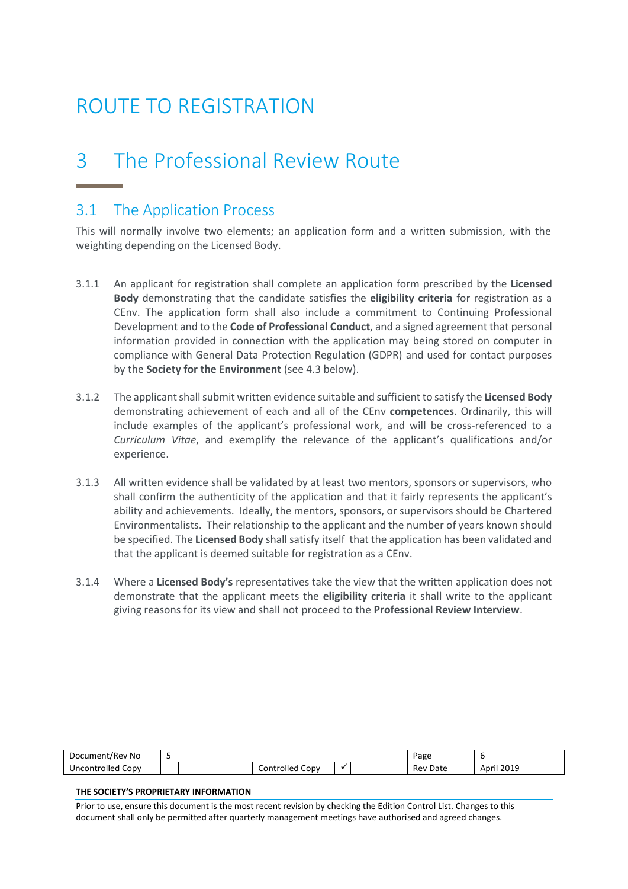# ROUTE TO REGISTRATION

# 3 The Professional Review Route

## 3.1 The Application Process

This will normally involve two elements; an application form and a written submission, with the weighting depending on the Licensed Body.

3.1.1 An applicant for registration shall complete an application form prescribed by the **Licensed Body** demonstrating that the candidate satisfies the **eligibility criteria** for registration as a CEnv. The application form shall also include a commitment to Continuing Professional Development and to the **Code of Professional Conduct**, and a signed agreement that personal information provided in connection with the application may being stored on computer in compliance with General Data Protection Regulation (GDPR) and used for contact purposes by the **Society for the Environment** (see 4.3 below).

3.1.2 The applicant shall submit written evidence suitable and sufficient to satisfy the **Licensed Body** demonstrating achievement of each and all of the CEnv **competences**. Ordinarily, this will include examples of the applicant's professional work, and will be cross-referenced to a *Curriculum Vitae*, and exemplify the relevance of the applicant's qualifications and/or experience.

3.1.3 All written evidence shall be validated by at least two mentors, sponsors or supervisors, who shall confirm the authenticity of the application and that it fairly represents the applicant's ability and achievements. Ideally, the mentors, sponsors, or supervisors should be Chartered Environmentalists. Their relationship to the applicant and the number of years known should be specified. The **Licensed Body** shall satisfy itself that the application has been validated and that the applicant is deemed suitable for registration as a CEnv.

3.1.4 Where a **Licensed Body's** representatives take the view that the written application does not demonstrate that the applicant meets the **eligibility criteria** it shall write to the applicant giving reasons for its view and shall not proceed to the **Professional Review Interview**.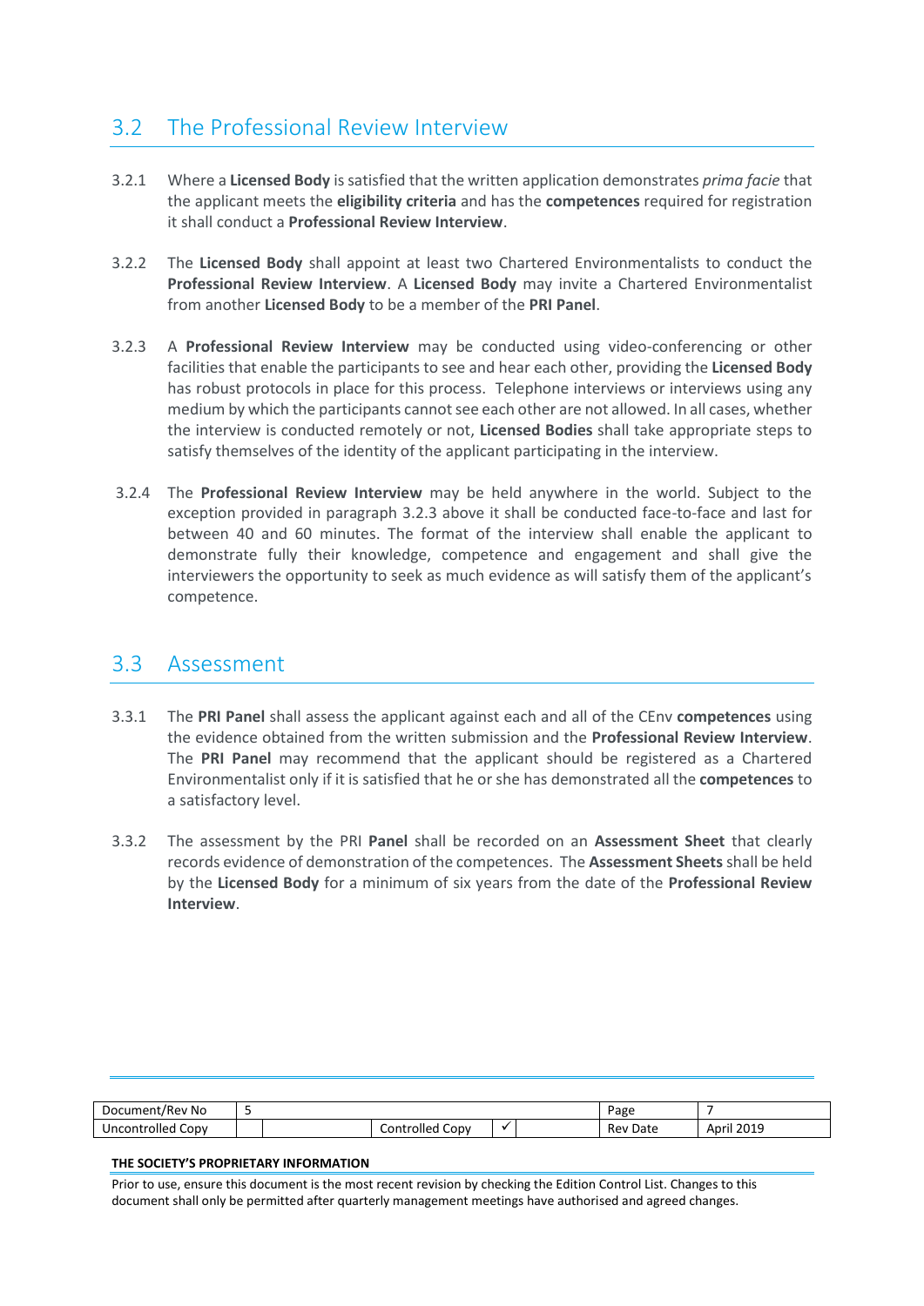## 3.2 The Professional Review Interview

3.2.1 Where a **Licensed Body** is satisfied that the written application demonstrates *prima facie* that the applicant meets the **eligibility criteria** and has the **competences** required for registration it shall conduct a **Professional Review Interview**.

3.2.2 The **Licensed Body** shall appoint at least two Chartered Environmentalists to conduct the **Professional Review Interview**. A **Licensed Body** may invite a Chartered Environmentalist from another **Licensed Body** to be a member of the **PRI Panel**.

3.2.3 A **Professional Review Interview** may be conducted using video-conferencing or other facilities that enable the participants to see and hear each other, providing the **Licensed Body** has robust protocols in place for this process. Telephone interviews or interviews using any medium by which the participants cannot see each other are not allowed. In all cases, whether the interview is conducted remotely or not, **Licensed Bodies** shall take appropriate steps to satisfy themselves of the identity of the applicant participating in the interview.

3.2.4 The **Professional Review Interview** may be held anywhere in the world. Subject to the exception provided in paragraph 3.2.3 above it shall be conducted face-to-face and last for between 40 and 60 minutes. The format of the interview shall enable the applicant to demonstrate fully their knowledge, competence and engagement and shall give the interviewers the opportunity to seek as much evidence as will satisfy them of the applicant's competence.

## 3.3 Assessment

3.3.1 The **PRI Panel** shall assess the applicant against each and all of the CEnv **competences** using the evidence obtained from the written submission and the **Professional Review Interview**. The **PRI Panel** may recommend that the applicant should be registered as a Chartered Environmentalist only if it is satisfied that he or she has demonstrated all the **competences** to a satisfactory level.

3.3.2 The assessment by the PRI **Panel** shall be recorded on an **Assessment Sheet** that clearly records evidence of demonstration of the competences. The **Assessment Sheets** shall be held by the **Licensed Body** for a minimum of six years from the date of the **Professional Review Interview**.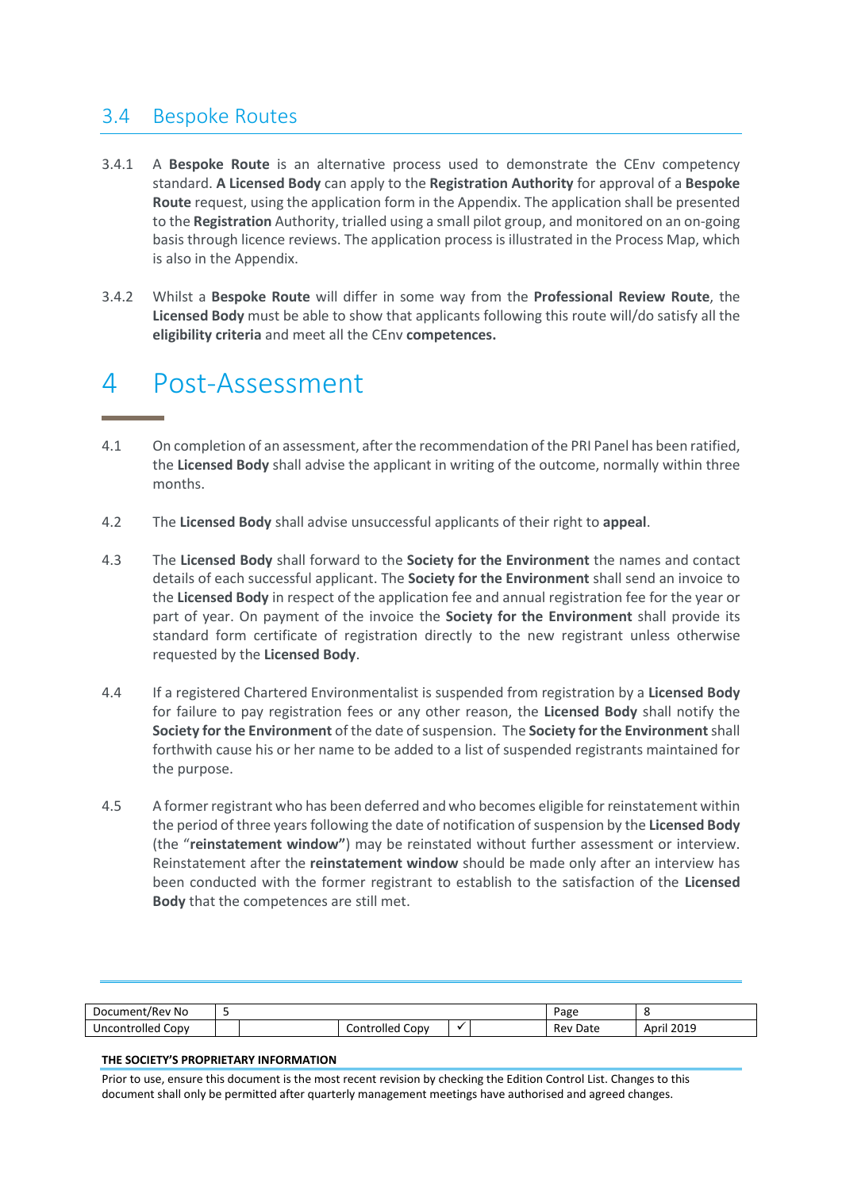## 3.4 Bespoke Routes

3.4.1 A **Bespoke Route** is an alternative process used to demonstrate the CEnv competency standard. **A Licensed Body** can apply to the **Registration Authority** for approval of a **Bespoke Route** request, using the application form in the Appendix. The application shall be presented to the **Registration** Authority, trialled using a small pilot group, and monitored on an on-going basis through licence reviews. The application process is illustrated in the Process Map, which is also in the Appendix.

3.4.2 Whilst a **Bespoke Route** will differ in some way from the **Professional Review Route**, the **Licensed Body** must be able to show that applicants following this route will/do satisfy all the **eligibility criteria** and meet all the CEnv **competences.**

# 4 Post-Assessment

4.1 On completion of an assessment, after the recommendation of the PRI Panel has been ratified, the **Licensed Body** shall advise the applicant in writing of the outcome, normally within three months.

4.2 The **Licensed Body** shall advise unsuccessful applicants of their right to **appeal**.

4.3 The **Licensed Body** shall forward to the **Society for the Environment** the names and contact details of each successful applicant. The **Society for the Environment** shall send an invoice to the **Licensed Body** in respect of the application fee and annual registration fee for the year or part of year. On payment of the invoice the **Society for the Environment** shall provide its standard form certificate of registration directly to the new registrant unless otherwise requested by the **Licensed Body**.

4.4 If a registered Chartered Environmentalist is suspended from registration by a **Licensed Body** for failure to pay registration fees or any other reason, the **Licensed Body** shall notify the **Society for the Environment** of the date of suspension. The **Society for the Environment** shall forthwith cause his or her name to be added to a list of suspended registrants maintained for the purpose.

4.5 A former registrant who has been deferred and who becomes eligible for reinstatement within the period of three years following the date of notification of suspension by the **Licensed Body** (the "**reinstatement window"**) may be reinstated without further assessment or interview. Reinstatement after the **reinstatement window** should be made only after an interview has been conducted with the former registrant to establish to the satisfaction of the **Licensed Body** that the competences are still met.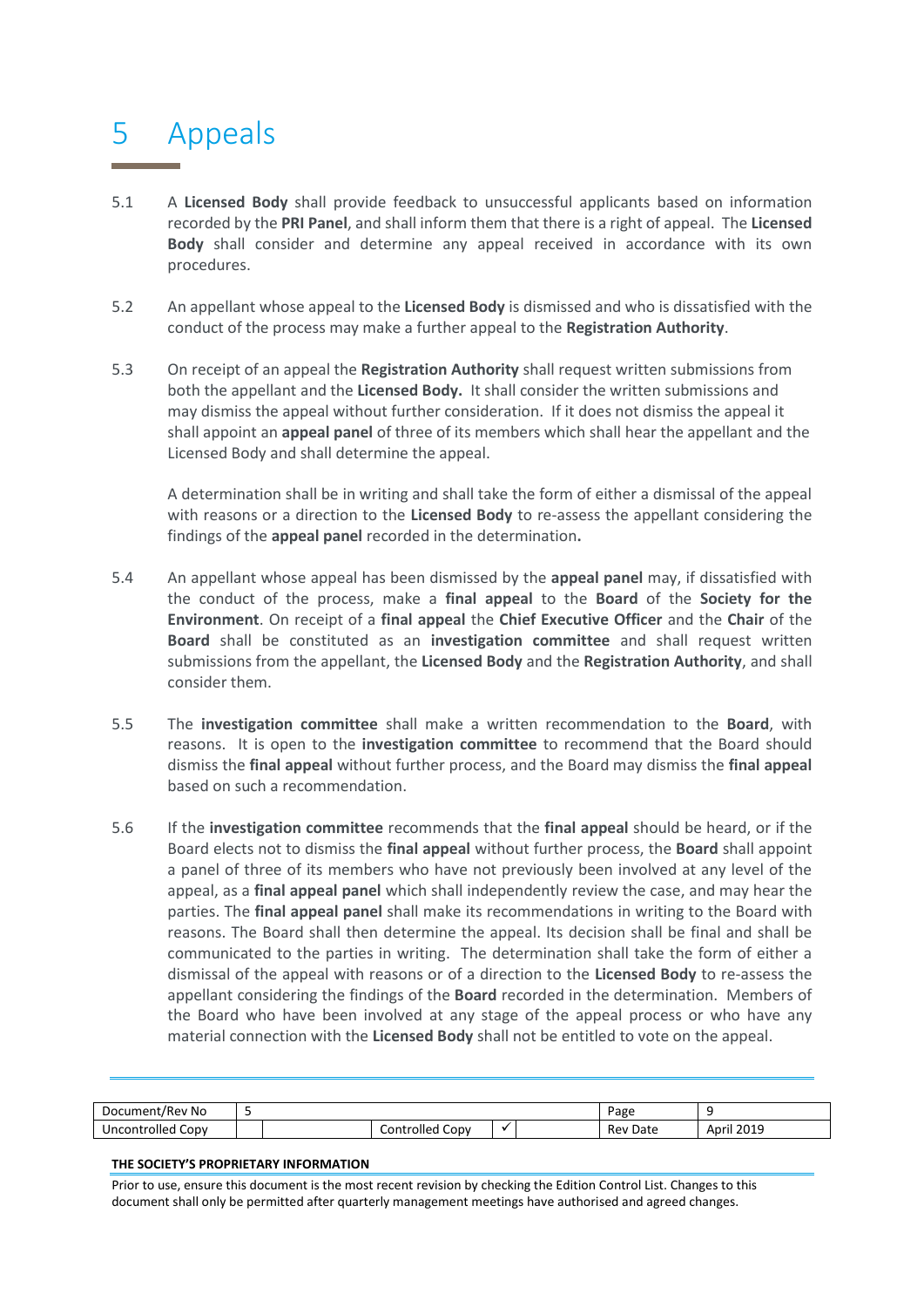# 5 Appeals

5.1 A **Licensed Body** shall provide feedback to unsuccessful applicants based on information recorded by the **PRI Panel**, and shall inform them that there is a right of appeal. The **Licensed Body** shall consider and determine any appeal received in accordance with its own procedures.

5.2 An appellant whose appeal to the **Licensed Body** is dismissed and who is dissatisfied with the conduct of the process may make a further appeal to the **Registration Authority**.

5.3 On receipt of an appeal the **Registration Authority** shall request written submissions from both the appellant and the **Licensed Body.** It shall consider the written submissions and may dismiss the appeal without further consideration. If it does not dismiss the appeal it shall appoint an **appeal panel** of three of its members which shall hear the appellant and the Licensed Body and shall determine the appeal.

A determination shall be in writing and shall take the form of either a dismissal of the appeal with reasons or a direction to the **Licensed Body** to re-assess the appellant considering the findings of the **appeal panel** recorded in the determination**.**

5.4 An appellant whose appeal has been dismissed by the **appeal panel** may, if dissatisfied with the conduct of the process, make a **final appeal** to the **Board** of the **Society for the Environment**. On receipt of a **final appeal** the **Chief Executive Officer** and the **Chair** of the **Board** shall be constituted as an **investigation committee** and shall request written submissions from the appellant, the **Licensed Body** and the **Registration Authority**, and shall consider them.

5.5 The **investigation committee** shall make a written recommendation to the **Board**, with reasons. It is open to the **investigation committee** to recommend that the Board should dismiss the **final appeal** without further process, and the Board may dismiss the **final appeal** based on such a recommendation.

5.6 If the **investigation committee** recommends that the **final appeal** should be heard, or if the Board elects not to dismiss the **final appeal** without further process, the **Board** shall appoint a panel of three of its members who have not previously been involved at any level of the appeal, as a **final appeal panel** which shall independently review the case, and may hear the parties. The **final appeal panel** shall make its recommendations in writing to the Board with reasons. The Board shall then determine the appeal. Its decision shall be final and shall be communicated to the parties in writing. The determination shall take the form of either a dismissal of the appeal with reasons or of a direction to the **Licensed Body** to re-assess the appellant considering the findings of the **Board** recorded in the determination. Members of the Board who have been involved at any stage of the appeal process or who have any material connection with the **Licensed Body** shall not be entitled to vote on the appeal.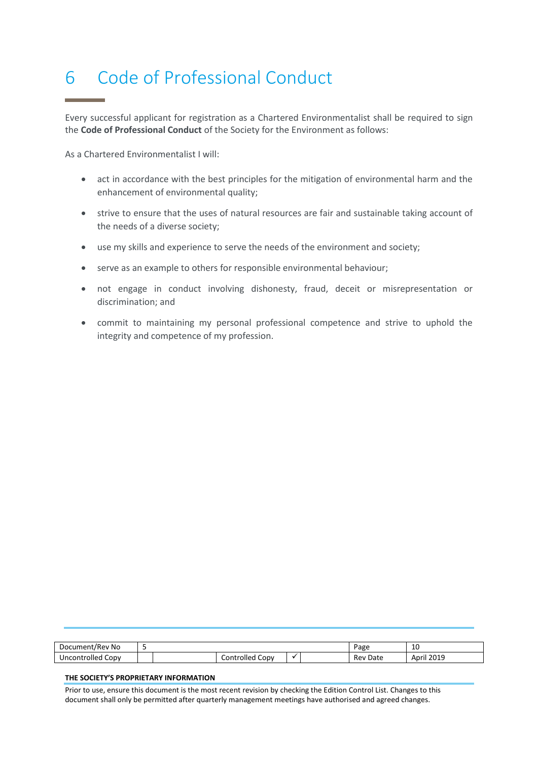# 6 Code of Professional Conduct

Every successful applicant for registration as a Chartered Environmentalist shall be required to sign the **Code of Professional Conduct** of the Society for the Environment as follows:

As a Chartered Environmentalist I will:

- act in accordance with the best principles for the mitigation of environmental harm and the enhancement of environmental quality;
- strive to ensure that the uses of natural resources are fair and sustainable taking account of the needs of a diverse society;
- use my skills and experience to serve the needs of the environment and society;
- serve as an example to others for responsible environmental behaviour;
- not engage in conduct involving dishonesty, fraud, deceit or misrepresentation or discrimination; and
- commit to maintaining my personal professional competence and strive to uphold the integrity and competence of my profession.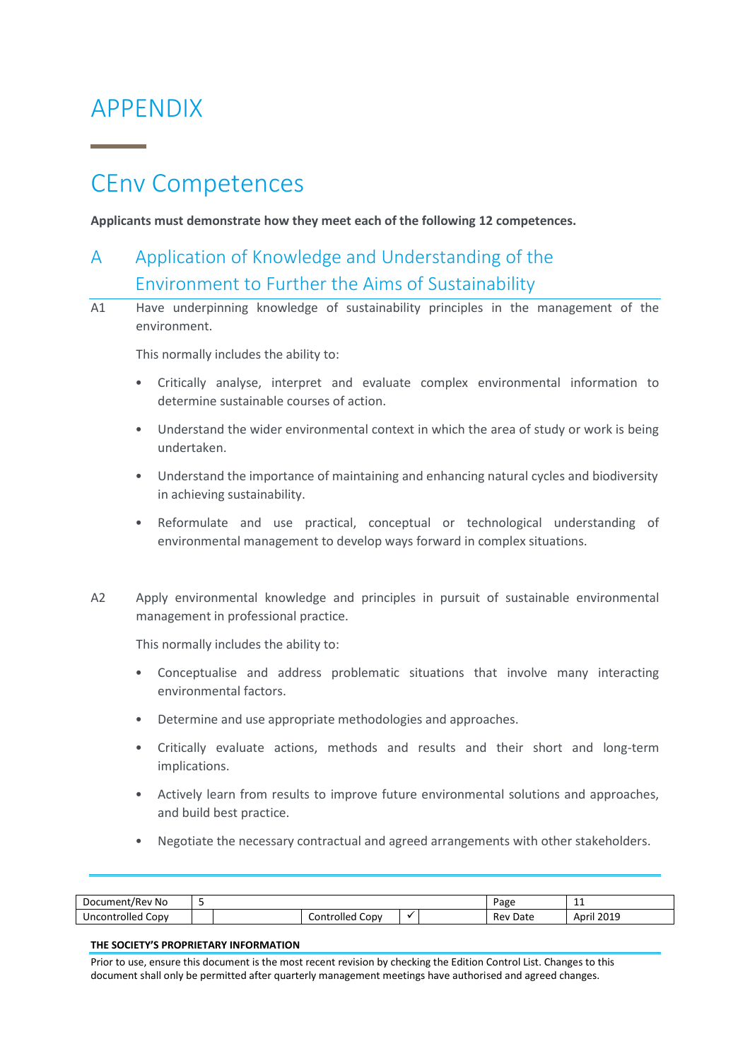# APPENDIX

## CEnv Competences

**Applicants must demonstrate how they meet each of the following 12 competences.**

### A Application of Knowledge and Understanding of the Environment to Further the Aims of Sustainability

A1 Have underpinning knowledge of sustainability principles in the management of the environment.

This normally includes the ability to:

- Critically analyse, interpret and evaluate complex environmental information to determine sustainable courses of action.
- Understand the wider environmental context in which the area of study or work is being undertaken.
- Understand the importance of maintaining and enhancing natural cycles and biodiversity in achieving sustainability.
- Reformulate and use practical, conceptual or technological understanding of environmental management to develop ways forward in complex situations.

A2 Apply environmental knowledge and principles in pursuit of sustainable environmental management in professional practice.

This normally includes the ability to:

- Conceptualise and address problematic situations that involve many interacting environmental factors.
- Determine and use appropriate methodologies and approaches.
- Critically evaluate actions, methods and results and their short and long-term implications.
- Actively learn from results to improve future environmental solutions and approaches, and build best practice.
- Negotiate the necessary contractual and agreed arrangements with other stakeholders.

| Document/Rev No | 5 | | | | | Page | 11 |
|---|---|---|---|---|---|---|---|
| Uncontrolled Copy | | | Controlled Copy | ✓ | | Rev Date | April 2019 |

**THE SOCIETY'S PROPRIETARY INFORMATION**

Prior to use, ensure this document is the most recent revision by checking the Edition Control List. Changes to this document shall only be permitted after quarterly management meetings have authorised and agreed changes.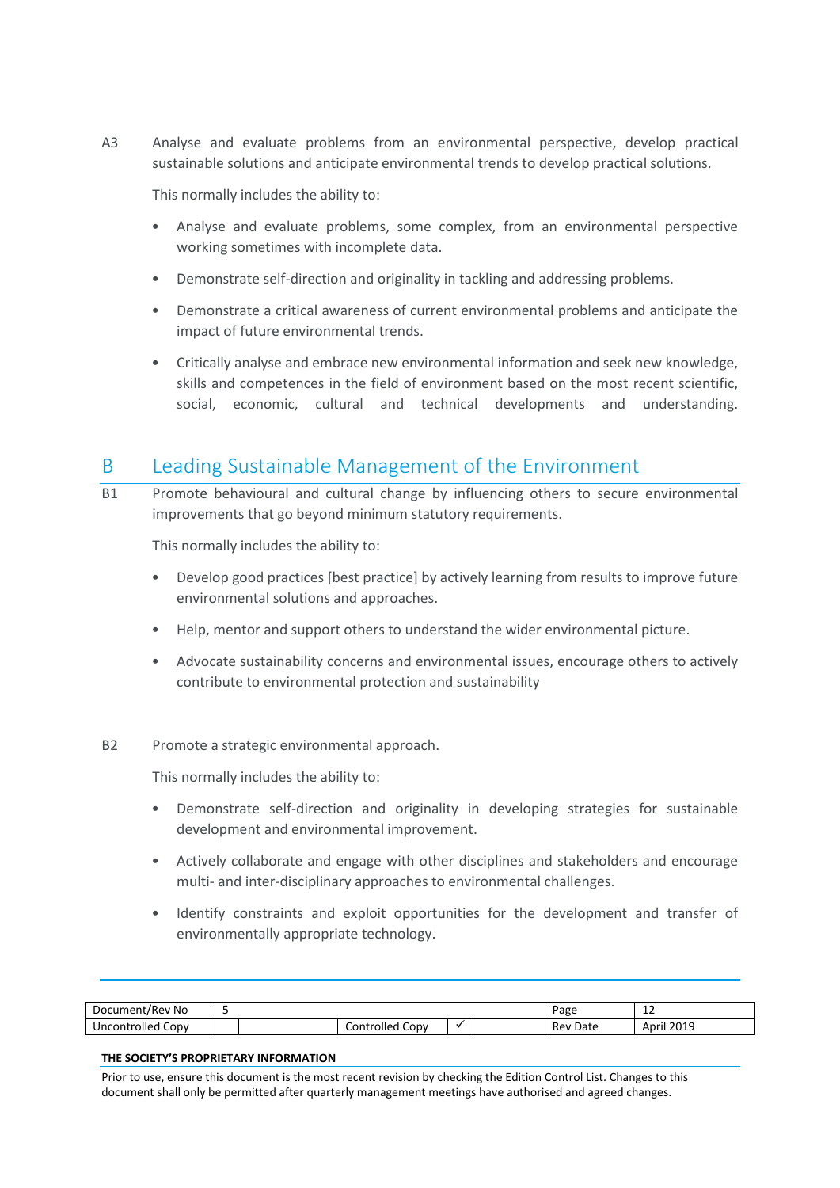A3 Analyse and evaluate problems from an environmental perspective, develop practical sustainable solutions and anticipate environmental trends to develop practical solutions.

This normally includes the ability to:

- Analyse and evaluate problems, some complex, from an environmental perspective working sometimes with incomplete data.
- Demonstrate self-direction and originality in tackling and addressing problems.
- Demonstrate a critical awareness of current environmental problems and anticipate the impact of future environmental trends.
- Critically analyse and embrace new environmental information and seek new knowledge, skills and competences in the field of environment based on the most recent scientific, social, economic, cultural and technical developments and understanding.

## B Leading Sustainable Management of the Environment

B1 Promote behavioural and cultural change by influencing others to secure environmental improvements that go beyond minimum statutory requirements.

This normally includes the ability to:

- Develop good practices [best practice] by actively learning from results to improve future environmental solutions and approaches.
- Help, mentor and support others to understand the wider environmental picture.
- Advocate sustainability concerns and environmental issues, encourage others to actively contribute to environmental protection and sustainability

B2 Promote a strategic environmental approach.

This normally includes the ability to:

- Demonstrate self-direction and originality in developing strategies for sustainable development and environmental improvement.
- Actively collaborate and engage with other disciplines and stakeholders and encourage multi- and inter-disciplinary approaches to environmental challenges.
- Identify constraints and exploit opportunities for the development and transfer of environmentally appropriate technology.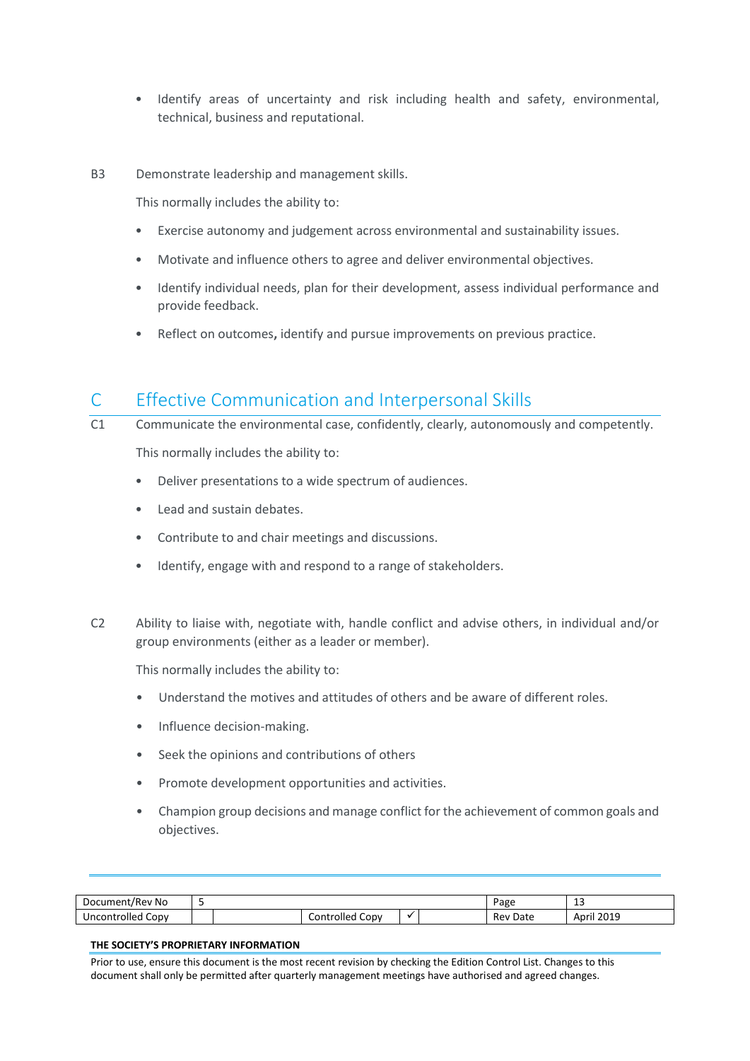- Identify areas of uncertainty and risk including health and safety, environmental, technical, business and reputational.

B3 Demonstrate leadership and management skills.

This normally includes the ability to:

- Exercise autonomy and judgement across environmental and sustainability issues.
- Motivate and influence others to agree and deliver environmental objectives.
- Identify individual needs, plan for their development, assess individual performance and provide feedback.
- Reflect on outcomes**,** identify and pursue improvements on previous practice.

## C Effective Communication and Interpersonal Skills

C1 Communicate the environmental case, confidently, clearly, autonomously and competently.

This normally includes the ability to:

- Deliver presentations to a wide spectrum of audiences.
- Lead and sustain debates.
- Contribute to and chair meetings and discussions.
- Identify, engage with and respond to a range of stakeholders.

C2 Ability to liaise with, negotiate with, handle conflict and advise others, in individual and/or group environments (either as a leader or member).

This normally includes the ability to:

- Understand the motives and attitudes of others and be aware of different roles.
- Influence decision-making.
- Seek the opinions and contributions of others
- Promote development opportunities and activities.
- Champion group decisions and manage conflict for the achievement of common goals and objectives.

| Document/Rev No | 5 | | | | | Page | 13 |
|---|---|---|---|---|---|---|---|
| Uncontrolled Copy | | | Controlled Copy | ✓ | | Rev Date | April 2019 |

**THE SOCIETY'S PROPRIETARY INFORMATION**

Prior to use, ensure this document is the most recent revision by checking the Edition Control List. Changes to this document shall only be permitted after quarterly management meetings have authorised and agreed changes.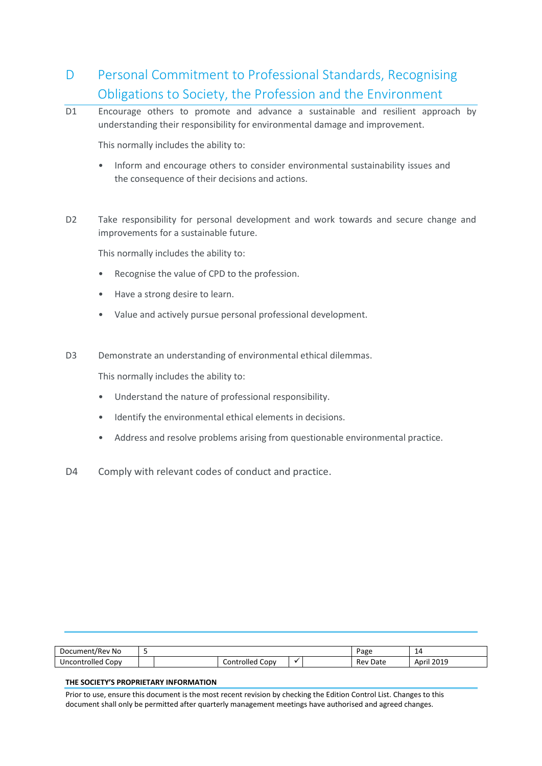# D Personal Commitment to Professional Standards, Recognising Obligations to Society, the Profession and the Environment

**D1** Encourage others to promote and advance a sustainable and resilient approach by understanding their responsibility for environmental damage and improvement.

This normally includes the ability to:

- Inform and encourage others to consider environmental sustainability issues and the consequence of their decisions and actions.

**D2** Take responsibility for personal development and work towards and secure change and improvements for a sustainable future.

This normally includes the ability to:

- Recognise the value of CPD to the profession.
- Have a strong desire to learn.
- Value and actively pursue personal professional development.

**D3** Demonstrate an understanding of environmental ethical dilemmas.

This normally includes the ability to:

- Understand the nature of professional responsibility.
- Identify the environmental ethical elements in decisions.
- Address and resolve problems arising from questionable environmental practice.

**D4** Comply with relevant codes of conduct and practice.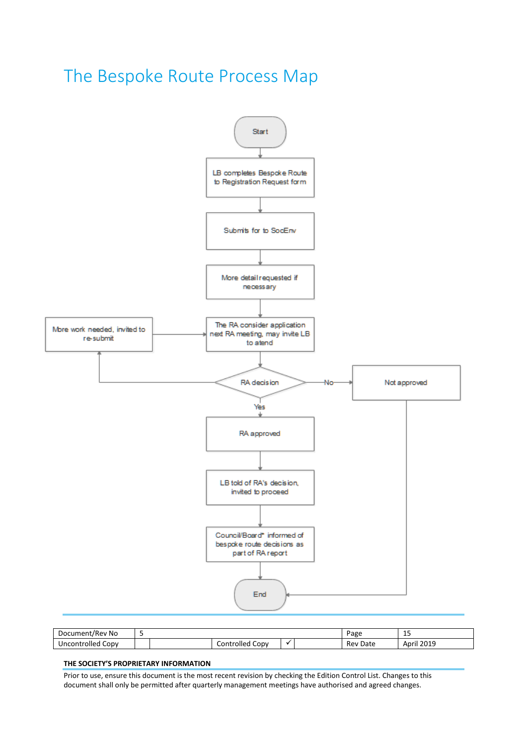# The Bespoke Route Process Map

Start

LB completes Bespoke Route to Registration Request form

Submits for to SocEnv

More detail requested if necessary

The RA consider application next RA meeting, may invite LB to atend

RA decision

- No → Not approved → End
- More work needed, invited to re-submit → The RA consider application next RA meeting, may invite LB to atend
- Yes → RA approved

RA approved

LB told of RA's decision, invited to proceed

Council/Board* informed of bespoke route decisions as part of RA report

End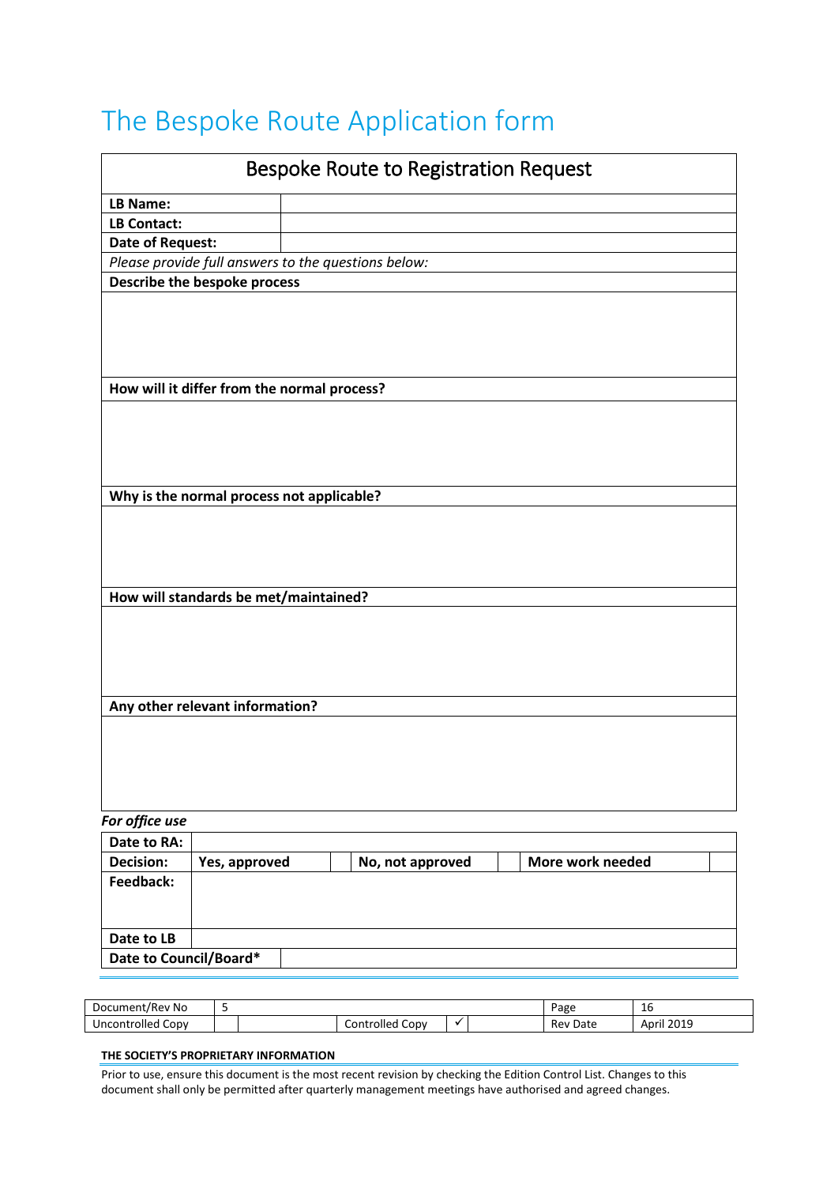# The Bespoke Route Application form

| Bespoke Route to Registration Request | |
|---|---|
| **LB Name:** | |
| **LB Contact:** | |
| **Date of Request:** | |
| *Please provide full answers to the questions below:* | |
| **Describe the bespoke process** | |
| | |
| **How will it differ from the normal process?** | |
| | |
| **Why is the normal process not applicable?** | |
| | |
| **How will standards be met/maintained?** | |
| | |
| **Any other relevant information?** | |
| | |

***For office use***

| | | | | | | |
|---|---|---|---|---|---|---|
| **Date to RA:** | | | | | | |
| **Decision:** | **Yes, approved** | | **No, not approved** | | **More work needed** | |
| **Feedback:** | | | | | | |
| **Date to LB** | | | | | | |
| **Date to Council/Board*** | | | | | | |

| | | | | | | | |
|---|---|---|---|---|---|---|---|
| Document/Rev No | 5 | | | | | Page | 16 |
| Uncontrolled Copy | | | Controlled Copy | ✓ | | Rev Date | April 2019 |

**THE SOCIETY'S PROPRIETARY INFORMATION**

Prior to use, ensure this document is the most recent revision by checking the Edition Control List. Changes to this document shall only be permitted after quarterly management meetings have authorised and agreed changes.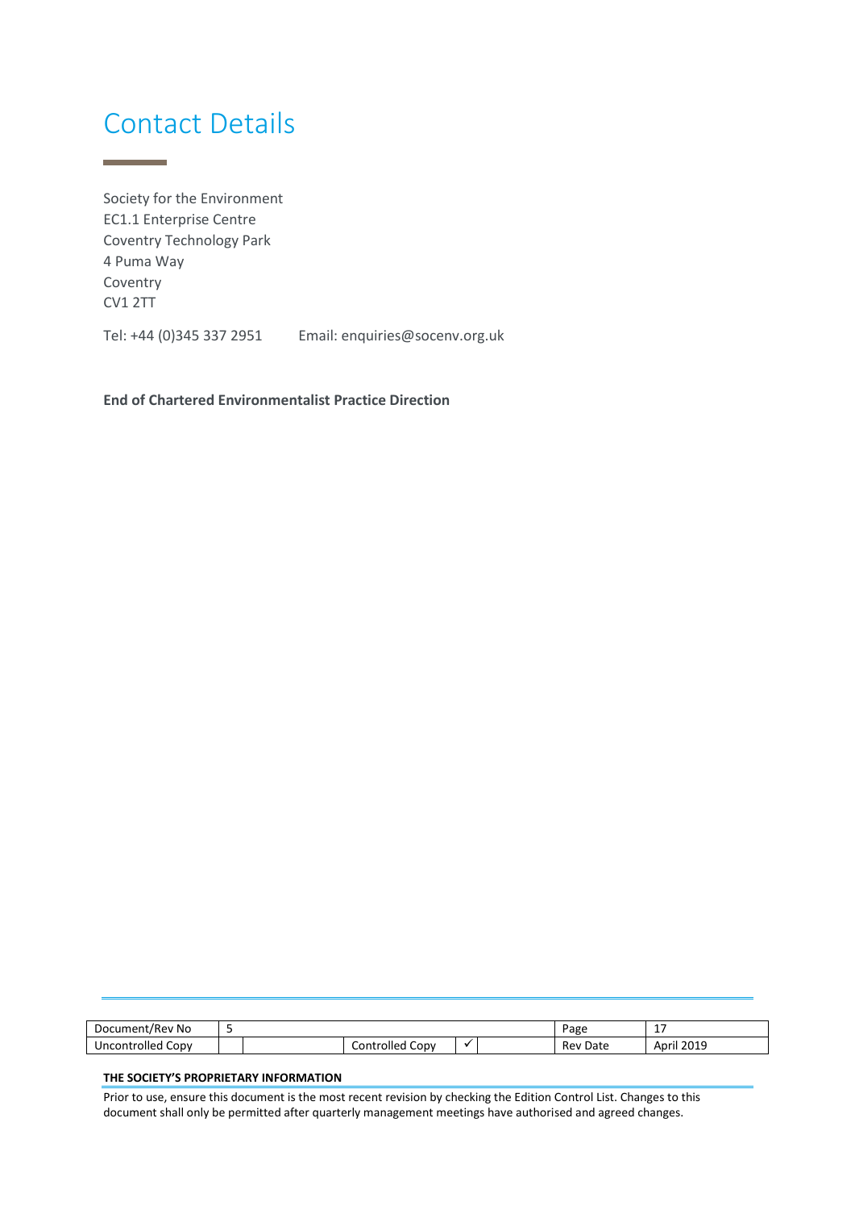# Contact Details

Society for the Environment
EC1.1 Enterprise Centre
Coventry Technology Park
4 Puma Way
Coventry
CV1 2TT

Tel: +44 (0)345 337 2951    Email: enquiries@socenv.org.uk

**End of Chartered Environmentalist Practice Direction**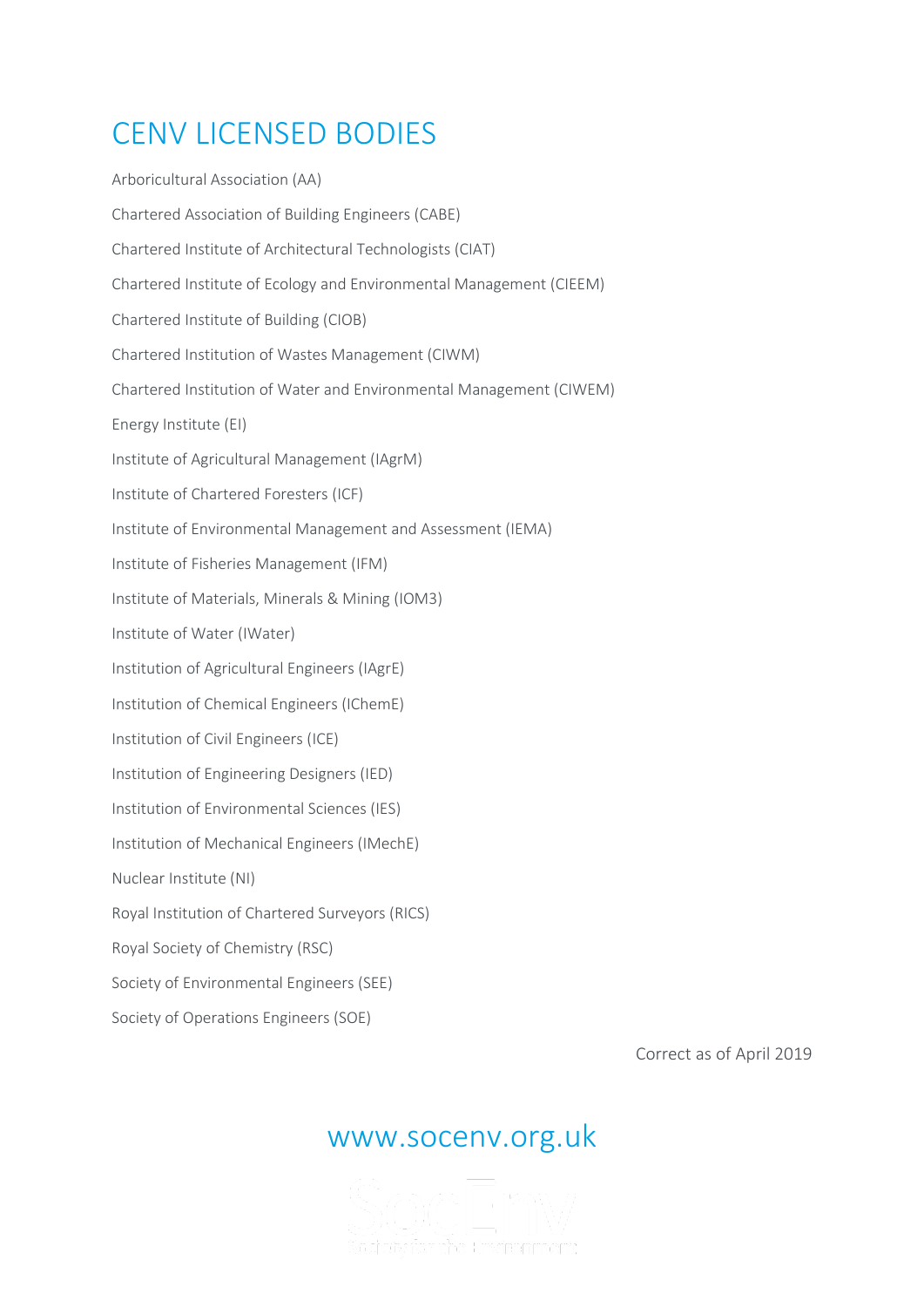# CENV LICENSED BODIES

Arboricultural Association (AA)

Chartered Association of Building Engineers (CABE)

Chartered Institute of Architectural Technologists (CIAT)

Chartered Institute of Ecology and Environmental Management (CIEEM)

Chartered Institute of Building (CIOB)

Chartered Institution of Wastes Management (CIWM)

Chartered Institution of Water and Environmental Management (CIWEM)

Energy Institute (EI)

Institute of Agricultural Management (IAgrM)

Institute of Chartered Foresters (ICF)

Institute of Environmental Management and Assessment (IEMA)

Institute of Fisheries Management (IFM)

Institute of Materials, Minerals & Mining (IOM3)

Institute of Water (IWater)

Institution of Agricultural Engineers (IAgrE)

Institution of Chemical Engineers (IChemE)

Institution of Civil Engineers (ICE)

Institution of Engineering Designers (IED)

Institution of Environmental Sciences (IES)

Institution of Mechanical Engineers (IMechE)

Nuclear Institute (NI)

Royal Institution of Chartered Surveyors (RICS)

Royal Society of Chemistry (RSC)

Society of Environmental Engineers (SEE)

Society of Operations Engineers (SOE)

Correct as of April 2019

www.socenv.org.uk